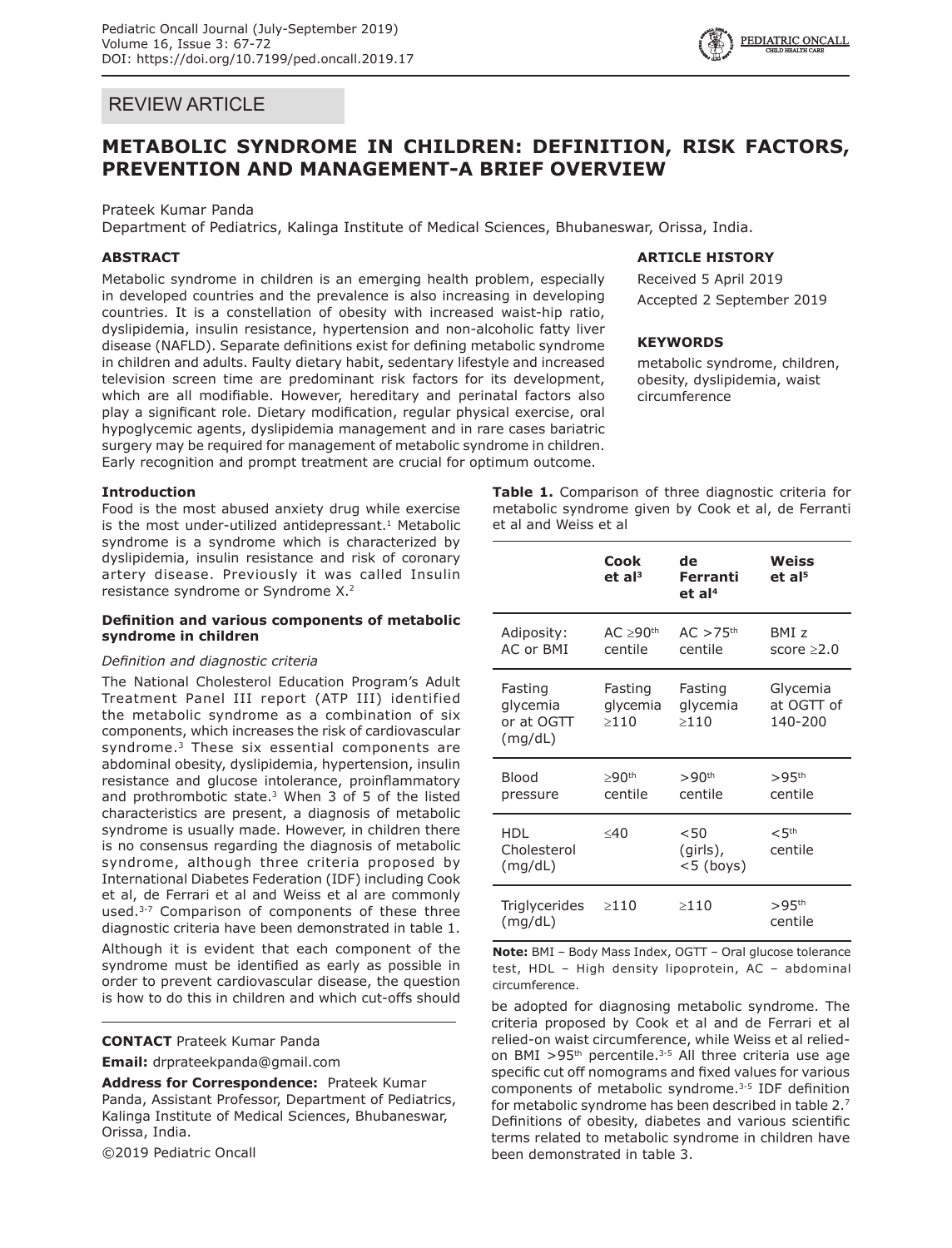REVIEW ARTICLE

# METABOLIC SYNDROME IN CHILDREN: DEFINITION, RISK FACTORS, PREVENTION AND MANAGEMENT-A BRIEF OVERVIEW

Prateek Kumar Panda

Department of Pediatrics, Kalinga Institute of Medical Sciences, Bhubaneswar, Orissa, India.

**ABSTRACT**

Metabolic syndrome in children is an emerging health problem, especially in developed countries and the prevalence is also increasing in developing countries. It is a constellation of obesity with increased waist-hip ratio, dyslipidemia, insulin resistance, hypertension and non-alcoholic fatty liver disease (NAFLD). Separate definitions exist for defining metabolic syndrome in children and adults. Faulty dietary habit, sedentary lifestyle and increased television screen time are predominant risk factors for its development, which are all modifiable. However, hereditary and perinatal factors also play a significant role. Dietary modification, regular physical exercise, oral hypoglycemic agents, dyslipidemia management and in rare cases bariatric surgery may be required for management of metabolic syndrome in children. Early recognition and prompt treatment are crucial for optimum outcome.

**ARTICLE HISTORY**

Received 5 April 2019

Accepted 2 September 2019

**KEYWORDS**

metabolic syndrome, children, obesity, dyslipidemia, waist circumference

**Introduction**

Food is the most abused anxiety drug while exercise is the most under-utilized antidepressant.[1] Metabolic syndrome is a syndrome which is characterized by dyslipidemia, insulin resistance and risk of coronary artery disease. Previously it was called Insulin resistance syndrome or Syndrome X.[2]

**Definition and various components of metabolic syndrome in children**

*Definition and diagnostic criteria*

The National Cholesterol Education Program's Adult Treatment Panel III report (ATP III) identified the metabolic syndrome as a combination of six components, which increases the risk of cardiovascular syndrome.[3] These six essential components are abdominal obesity, dyslipidemia, hypertension, insulin resistance and glucose intolerance, proinflammatory and prothrombotic state.[3] When 3 of 5 of the listed characteristics are present, a diagnosis of metabolic syndrome is usually made. However, in children there is no consensus regarding the diagnosis of metabolic syndrome, although three criteria proposed by International Diabetes Federation (IDF) including Cook et al, de Ferrari et al and Weiss et al are commonly used.[3-7] Comparison of components of these three diagnostic criteria have been demonstrated in table 1.

Although it is evident that each component of the syndrome must be identified as early as possible in order to prevent cardiovascular disease, the question is how to do this in children and which cut-offs should be adopted for diagnosing metabolic syndrome. The criteria proposed by Cook et al and de Ferrari et al relied-on waist circumference, while Weiss et al relied-on BMI >95[th] percentile.[3-5] All three criteria use age specific cut off nomograms and fixed values for various components of metabolic syndrome.[3-5] IDF definition for metabolic syndrome has been described in table 2.[7] Definitions of obesity, diabetes and various scientific terms related to metabolic syndrome in children have been demonstrated in table 3.

**Table 1.** Comparison of three diagnostic criteria for metabolic syndrome given by Cook et al, de Ferranti et al and Weiss et al

| | Cook et al[3] | de Ferranti et al[4] | Weiss et al[5] |
|---|---|---|---|
| Adiposity: AC or BMI | AC ≥90th centile | AC >75th centile | BMI z score ≥2.0 |
| Fasting glycemia or at OGTT (mg/dL) | Fasting glycemia ≥110 | Fasting glycemia ≥110 | Glycemia at OGTT of 140-200 |
| Blood pressure | ≥90th centile | >90th centile | >95th centile |
| HDL Cholesterol (mg/dL) | ≤40 | <50 (girls), <5 (boys) | <5th centile |
| Triglycerides (mg/dL) | ≥110 | ≥110 | >95th centile |

**Note:** BMI – Body Mass Index, OGTT – Oral glucose tolerance test, HDL – High density lipoprotein, AC – abdominal circumference.

**CONTACT** Prateek Kumar Panda

**Email:** drprateekpanda@gmail.com

**Address for Correspondence:** Prateek Kumar Panda, Assistant Professor, Department of Pediatrics, Kalinga Institute of Medical Sciences, Bhubaneswar, Orissa, India.

©2019 Pediatric Oncall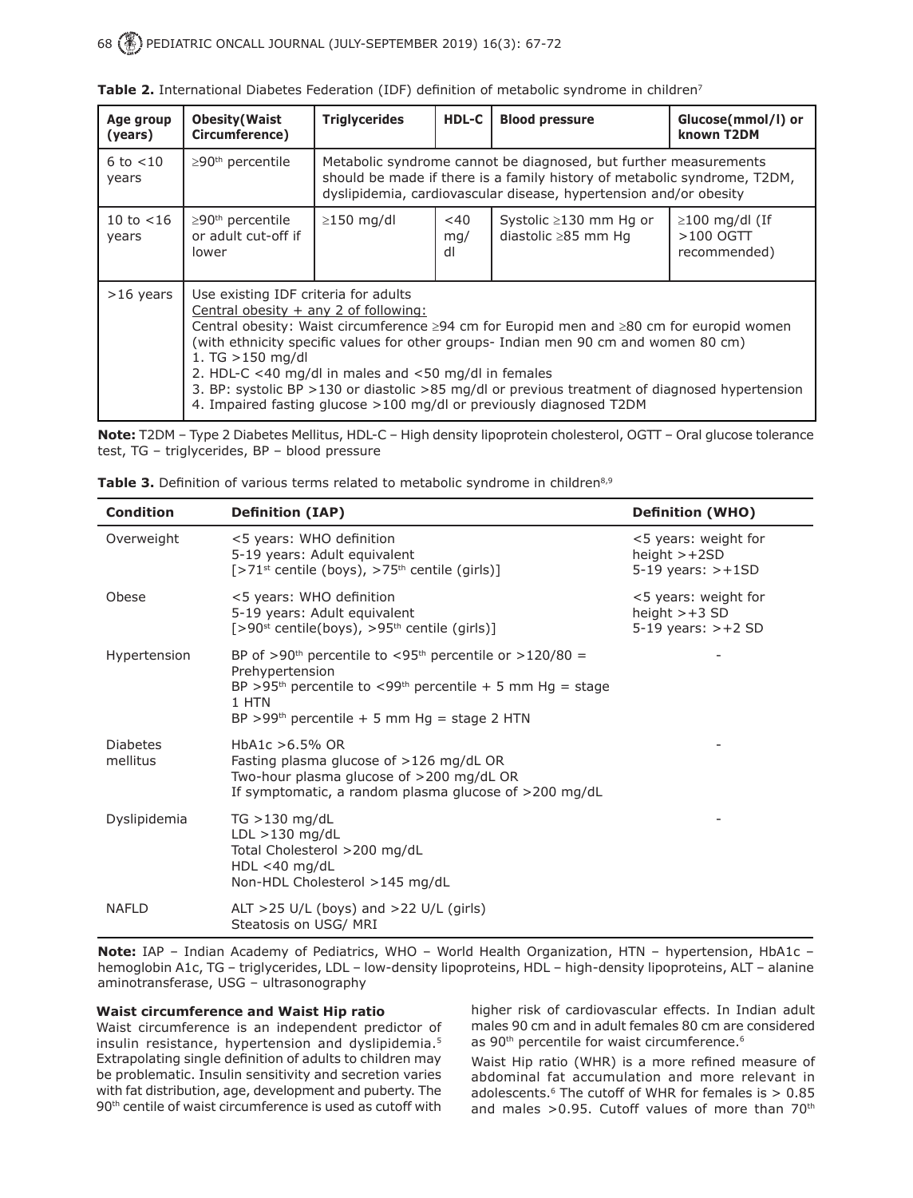**Table 2.** International Diabetes Federation (IDF) definition of metabolic syndrome in children[7]

| Age group (years) | Obesity(Waist Circumference) | Triglycerides | HDL-C | Blood pressure | Glucose(mmol/l) or known T2DM |
|---|---|---|---|---|---|
| 6 to <10 years | ≥90th percentile | Metabolic syndrome cannot be diagnosed, but further measurements should be made if there is a family history of metabolic syndrome, T2DM, dyslipidemia, cardiovascular disease, hypertension and/or obesity | | | |
| 10 to <16 years | ≥90th percentile or adult cut-off if lower | ≥150 mg/dl | <40 mg/dl | Systolic ≥130 mm Hg or diastolic ≥85 mm Hg | ≥100 mg/dl (If >100 OGTT recommended) |
| >16 years | Use existing IDF criteria for adults<br>Central obesity + any 2 of following:<br>Central obesity: Waist circumference ≥94 cm for Europid men and ≥80 cm for europid women (with ethnicity specific values for other groups- Indian men 90 cm and women 80 cm)<br>1. TG >150 mg/dl<br>2. HDL-C <40 mg/dl in males and <50 mg/dl in females<br>3. BP: systolic BP >130 or diastolic >85 mg/dl or previous treatment of diagnosed hypertension<br>4. Impaired fasting glucose >100 mg/dl or previously diagnosed T2DM | | | | |

**Note:** T2DM – Type 2 Diabetes Mellitus, HDL-C – High density lipoprotein cholesterol, OGTT – Oral glucose tolerance test, TG – triglycerides, BP – blood pressure

**Table 3.** Definition of various terms related to metabolic syndrome in children[8,9]

| Condition | Definition (IAP) | Definition (WHO) |
|---|---|---|
| Overweight | <5 years: WHO definition<br>5-19 years: Adult equivalent<br>[>71st centile (boys), >75th centile (girls)] | <5 years: weight for height >+2SD<br>5-19 years: >+1SD |
| Obese | <5 years: WHO definition<br>5-19 years: Adult equivalent<br>[>90st centile(boys), >95th centile (girls)] | <5 years: weight for height >+3 SD<br>5-19 years: >+2 SD |
| Hypertension | BP of >90th percentile to <95th percentile or >120/80 = Prehypertension<br>BP >95th percentile to <99th percentile + 5 mm Hg = stage 1 HTN<br>BP >99th percentile + 5 mm Hg = stage 2 HTN | - |
| Diabetes mellitus | HbA1c >6.5% OR<br>Fasting plasma glucose of >126 mg/dL OR<br>Two-hour plasma glucose of >200 mg/dL OR<br>If symptomatic, a random plasma glucose of >200 mg/dL | - |
| Dyslipidemia | TG >130 mg/dL<br>LDL >130 mg/dL<br>Total Cholesterol >200 mg/dL<br>HDL <40 mg/dL<br>Non-HDL Cholesterol >145 mg/dL | - |
| NAFLD | ALT >25 U/L (boys) and >22 U/L (girls)<br>Steatosis on USG/ MRI | |

**Note:** IAP – Indian Academy of Pediatrics, WHO – World Health Organization, HTN – hypertension, HbA1c – hemoglobin A1c, TG – triglycerides, LDL – low-density lipoproteins, HDL – high-density lipoproteins, ALT – alanine aminotransferase, USG – ultrasonography

**Waist circumference and Waist Hip ratio**

Waist circumference is an independent predictor of insulin resistance, hypertension and dyslipidemia.[5] Extrapolating single definition of adults to children may be problematic. Insulin sensitivity and secretion varies with fat distribution, age, development and puberty. The 90th centile of waist circumference is used as cutoff with higher risk of cardiovascular effects. In Indian adult males 90 cm and in adult females 80 cm are considered as 90th percentile for waist circumference.[6]

Waist Hip ratio (WHR) is a more refined measure of abdominal fat accumulation and more relevant in adolescents.[6] The cutoff of WHR for females is > 0.85 and males >0.95. Cutoff values of more than 70th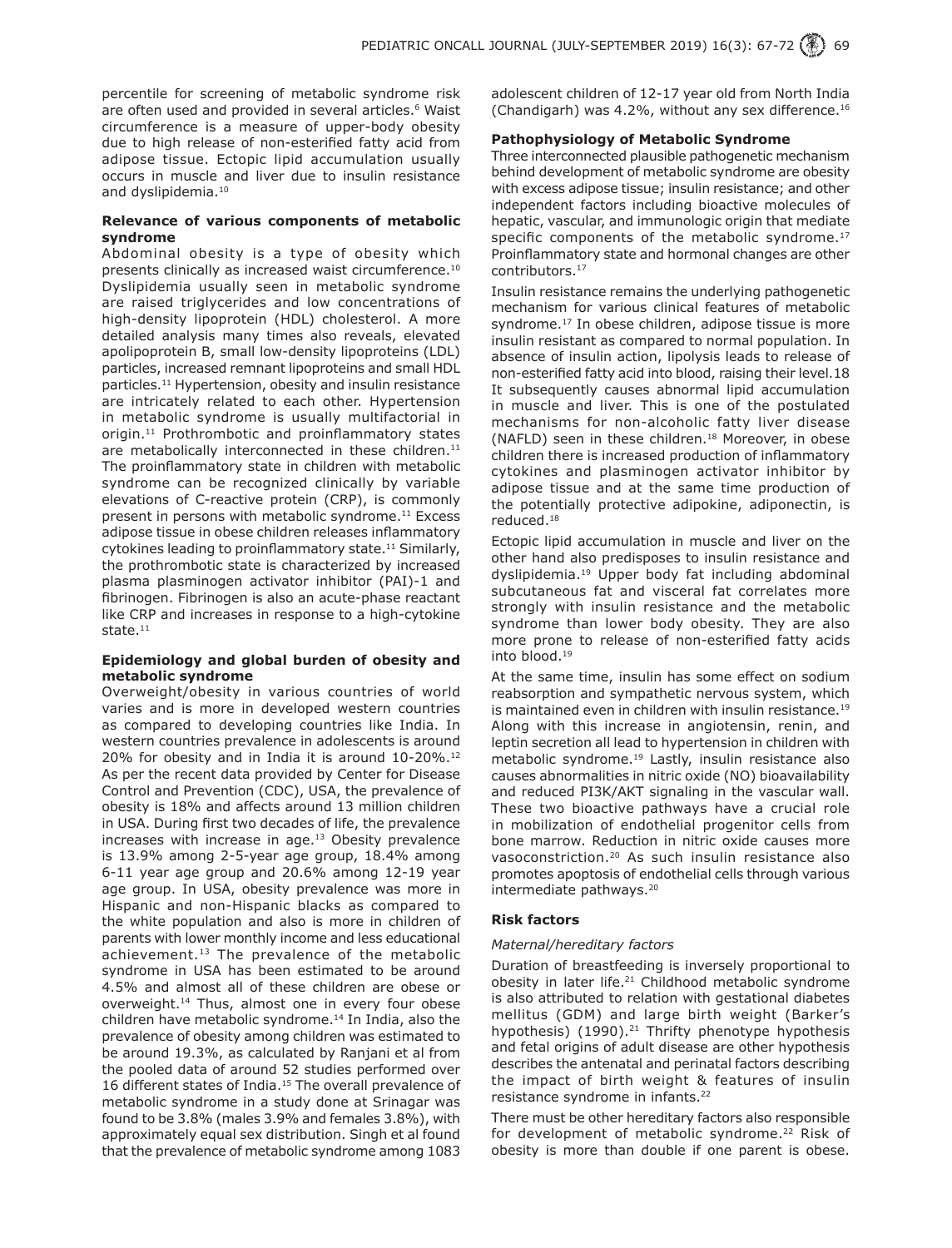percentile for screening of metabolic syndrome risk are often used and provided in several articles.[6] Waist circumference is a measure of upper-body obesity due to high release of non-esterified fatty acid from adipose tissue. Ectopic lipid accumulation usually occurs in muscle and liver due to insulin resistance and dyslipidemia.[10]

**Relevance of various components of metabolic syndrome**

Abdominal obesity is a type of obesity which presents clinically as increased waist circumference.[10] Dyslipidemia usually seen in metabolic syndrome are raised triglycerides and low concentrations of high-density lipoprotein (HDL) cholesterol. A more detailed analysis many times also reveals, elevated apolipoprotein B, small low-density lipoproteins (LDL) particles, increased remnant lipoproteins and small HDL particles.[11] Hypertension, obesity and insulin resistance are intricately related to each other. Hypertension in metabolic syndrome is usually multifactorial in origin.[11] Prothrombotic and proinflammatory states are metabolically interconnected in these children.[11] The proinflammatory state in children with metabolic syndrome can be recognized clinically by variable elevations of C-reactive protein (CRP), is commonly present in persons with metabolic syndrome.[11] Excess adipose tissue in obese children releases inflammatory cytokines leading to proinflammatory state.[11] Similarly, the prothrombotic state is characterized by increased plasma plasminogen activator inhibitor (PAI)-1 and fibrinogen. Fibrinogen is also an acute-phase reactant like CRP and increases in response to a high-cytokine state.[11]

**Epidemiology and global burden of obesity and metabolic syndrome**

Overweight/obesity in various countries of world varies and is more in developed western countries as compared to developing countries like India. In western countries prevalence in adolescents is around 20% for obesity and in India it is around 10-20%.[12] As per the recent data provided by Center for Disease Control and Prevention (CDC), USA, the prevalence of obesity is 18% and affects around 13 million children in USA. During first two decades of life, the prevalence increases with increase in age.[13] Obesity prevalence is 13.9% among 2-5-year age group, 18.4% among 6-11 year age group and 20.6% among 12-19 year age group. In USA, obesity prevalence was more in Hispanic and non-Hispanic blacks as compared to the white population and also is more in children of parents with lower monthly income and less educational achievement.[13] The prevalence of the metabolic syndrome in USA has been estimated to be around 4.5% and almost all of these children are obese or overweight.[14] Thus, almost one in every four obese children have metabolic syndrome.[14] In India, also the prevalence of obesity among children was estimated to be around 19.3%, as calculated by Ranjani et al from the pooled data of around 52 studies performed over 16 different states of India.[15] The overall prevalence of metabolic syndrome in a study done at Srinagar was found to be 3.8% (males 3.9% and females 3.8%), with approximately equal sex distribution. Singh et al found that the prevalence of metabolic syndrome among 1083 adolescent children of 12-17 year old from North India (Chandigarh) was 4.2%, without any sex difference.[16]

**Pathophysiology of Metabolic Syndrome**

Three interconnected plausible pathogenetic mechanism behind development of metabolic syndrome are obesity with excess adipose tissue; insulin resistance; and other independent factors including bioactive molecules of hepatic, vascular, and immunologic origin that mediate specific components of the metabolic syndrome.[17] Proinflammatory state and hormonal changes are other contributors.[17]

Insulin resistance remains the underlying pathogenetic mechanism for various clinical features of metabolic syndrome.[17] In obese children, adipose tissue is more insulin resistant as compared to normal population. In absence of insulin action, lipolysis leads to release of non-esterified fatty acid into blood, raising their level.18 It subsequently causes abnormal lipid accumulation in muscle and liver. This is one of the postulated mechanisms for non-alcoholic fatty liver disease (NAFLD) seen in these children.[18] Moreover, in obese children there is increased production of inflammatory cytokines and plasminogen activator inhibitor by adipose tissue and at the same time production of the potentially protective adipokine, adiponectin, is reduced.[18]

Ectopic lipid accumulation in muscle and liver on the other hand also predisposes to insulin resistance and dyslipidemia.[19] Upper body fat including abdominal subcutaneous fat and visceral fat correlates more strongly with insulin resistance and the metabolic syndrome than lower body obesity. They are also more prone to release of non-esterified fatty acids into blood.[19]

At the same time, insulin has some effect on sodium reabsorption and sympathetic nervous system, which is maintained even in children with insulin resistance.[19] Along with this increase in angiotensin, renin, and leptin secretion all lead to hypertension in children with metabolic syndrome.[19] Lastly, insulin resistance also causes abnormalities in nitric oxide (NO) bioavailability and reduced PI3K/AKT signaling in the vascular wall. These two bioactive pathways have a crucial role in mobilization of endothelial progenitor cells from bone marrow. Reduction in nitric oxide causes more vasoconstriction.[20] As such insulin resistance also promotes apoptosis of endothelial cells through various intermediate pathways.[20]

**Risk factors**

*Maternal/hereditary factors*

Duration of breastfeeding is inversely proportional to obesity in later life.[21] Childhood metabolic syndrome is also attributed to relation with gestational diabetes mellitus (GDM) and large birth weight (Barker's hypothesis) (1990).[21] Thrifty phenotype hypothesis and fetal origins of adult disease are other hypothesis describes the antenatal and perinatal factors describing the impact of birth weight & features of insulin resistance syndrome in infants.[22]

There must be other hereditary factors also responsible for development of metabolic syndrome.[22] Risk of obesity is more than double if one parent is obese.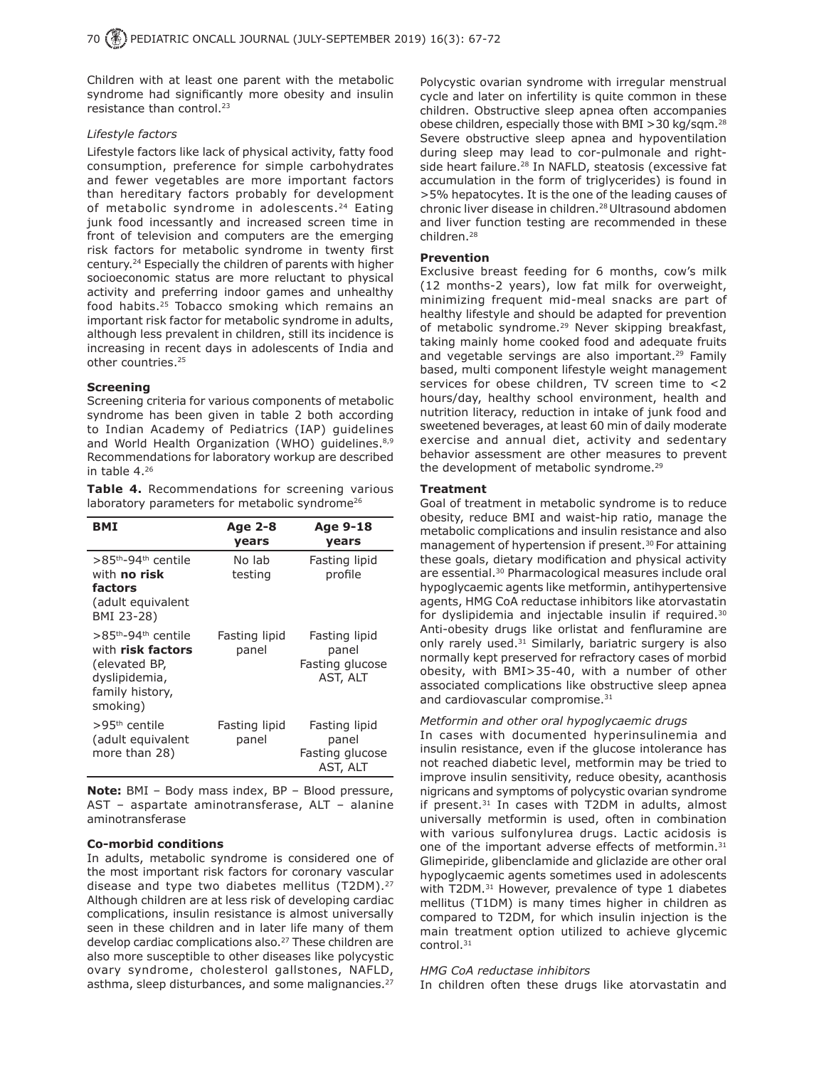Children with at least one parent with the metabolic syndrome had significantly more obesity and insulin resistance than control.[23]

*Lifestyle factors*

Lifestyle factors like lack of physical activity, fatty food consumption, preference for simple carbohydrates and fewer vegetables are more important factors than hereditary factors probably for development of metabolic syndrome in adolescents.[24] Eating junk food incessantly and increased screen time in front of television and computers are the emerging risk factors for metabolic syndrome in twenty first century.[24] Especially the children of parents with higher socioeconomic status are more reluctant to physical activity and preferring indoor games and unhealthy food habits.[25] Tobacco smoking which remains an important risk factor for metabolic syndrome in adults, although less prevalent in children, still its incidence is increasing in recent days in adolescents of India and other countries.[25]

**Screening**

Screening criteria for various components of metabolic syndrome has been given in table 2 both according to Indian Academy of Pediatrics (IAP) guidelines and World Health Organization (WHO) guidelines.[8,9] Recommendations for laboratory workup are described in table 4.[26]

**Table 4.** Recommendations for screening various laboratory parameters for metabolic syndrome[26]

| BMI | Age 2-8 years | Age 9-18 years |
|---|---|---|
| >85th-94th centile with **no risk factors** (adult equivalent BMI 23-28) | No lab testing | Fasting lipid profile |
| >85th-94th centile with **risk factors** (elevated BP, dyslipidemia, family history, smoking) | Fasting lipid panel | Fasting lipid panel<br>Fasting glucose<br>AST, ALT |
| >95th centile (adult equivalent more than 28) | Fasting lipid panel | Fasting lipid panel<br>Fasting glucose<br>AST, ALT |

**Note:** BMI – Body mass index, BP – Blood pressure, AST – aspartate aminotransferase, ALT – alanine aminotransferase

**Co-morbid conditions**

In adults, metabolic syndrome is considered one of the most important risk factors for coronary vascular disease and type two diabetes mellitus (T2DM).[27] Although children are at less risk of developing cardiac complications, insulin resistance is almost universally seen in these children and in later life many of them develop cardiac complications also.[27] These children are also more susceptible to other diseases like polycystic ovary syndrome, cholesterol gallstones, NAFLD, asthma, sleep disturbances, and some malignancies.[27] Polycystic ovarian syndrome with irregular menstrual cycle and later on infertility is quite common in these children. Obstructive sleep apnea often accompanies obese children, especially those with BMI >30 kg/sqm.[28] Severe obstructive sleep apnea and hypoventilation during sleep may lead to cor-pulmonale and right-side heart failure.[28] In NAFLD, steatosis (excessive fat accumulation in the form of triglycerides) is found in >5% hepatocytes. It is the one of the leading causes of chronic liver disease in children.[28] Ultrasound abdomen and liver function testing are recommended in these children.[28]

**Prevention**

Exclusive breast feeding for 6 months, cow's milk (12 months-2 years), low fat milk for overweight, minimizing frequent mid-meal snacks are part of healthy lifestyle and should be adapted for prevention of metabolic syndrome.[29] Never skipping breakfast, taking mainly home cooked food and adequate fruits and vegetable servings are also important.[29] Family based, multi component lifestyle weight management services for obese children, TV screen time to <2 hours/day, healthy school environment, health and nutrition literacy, reduction in intake of junk food and sweetened beverages, at least 60 min of daily moderate exercise and annual diet, activity and sedentary behavior assessment are other measures to prevent the development of metabolic syndrome.[29]

**Treatment**

Goal of treatment in metabolic syndrome is to reduce obesity, reduce BMI and waist-hip ratio, manage the metabolic complications and insulin resistance and also management of hypertension if present.[30] For attaining these goals, dietary modification and physical activity are essential.[30] Pharmacological measures include oral hypoglycaemic agents like metformin, antihypertensive agents, HMG CoA reductase inhibitors like atorvastatin for dyslipidemia and injectable insulin if required.[30] Anti-obesity drugs like orlistat and fenfluramine are only rarely used.[31] Similarly, bariatric surgery is also normally kept preserved for refractory cases of morbid obesity, with BMI>35-40, with a number of other associated complications like obstructive sleep apnea and cardiovascular compromise.[31]

*Metformin and other oral hypoglycaemic drugs*

In cases with documented hyperinsulinemia and insulin resistance, even if the glucose intolerance has not reached diabetic level, metformin may be tried to improve insulin sensitivity, reduce obesity, acanthosis nigricans and symptoms of polycystic ovarian syndrome if present.[31] In cases with T2DM in adults, almost universally metformin is used, often in combination with various sulfonylurea drugs. Lactic acidosis is one of the important adverse effects of metformin.[31] Glimepiride, glibenclamide and gliclazide are other oral hypoglycaemic agents sometimes used in adolescents with T2DM.[31] However, prevalence of type 1 diabetes mellitus (T1DM) is many times higher in children as compared to T2DM, for which insulin injection is the main treatment option utilized to achieve glycemic control.[31]

*HMG CoA reductase inhibitors*

In children often these drugs like atorvastatin and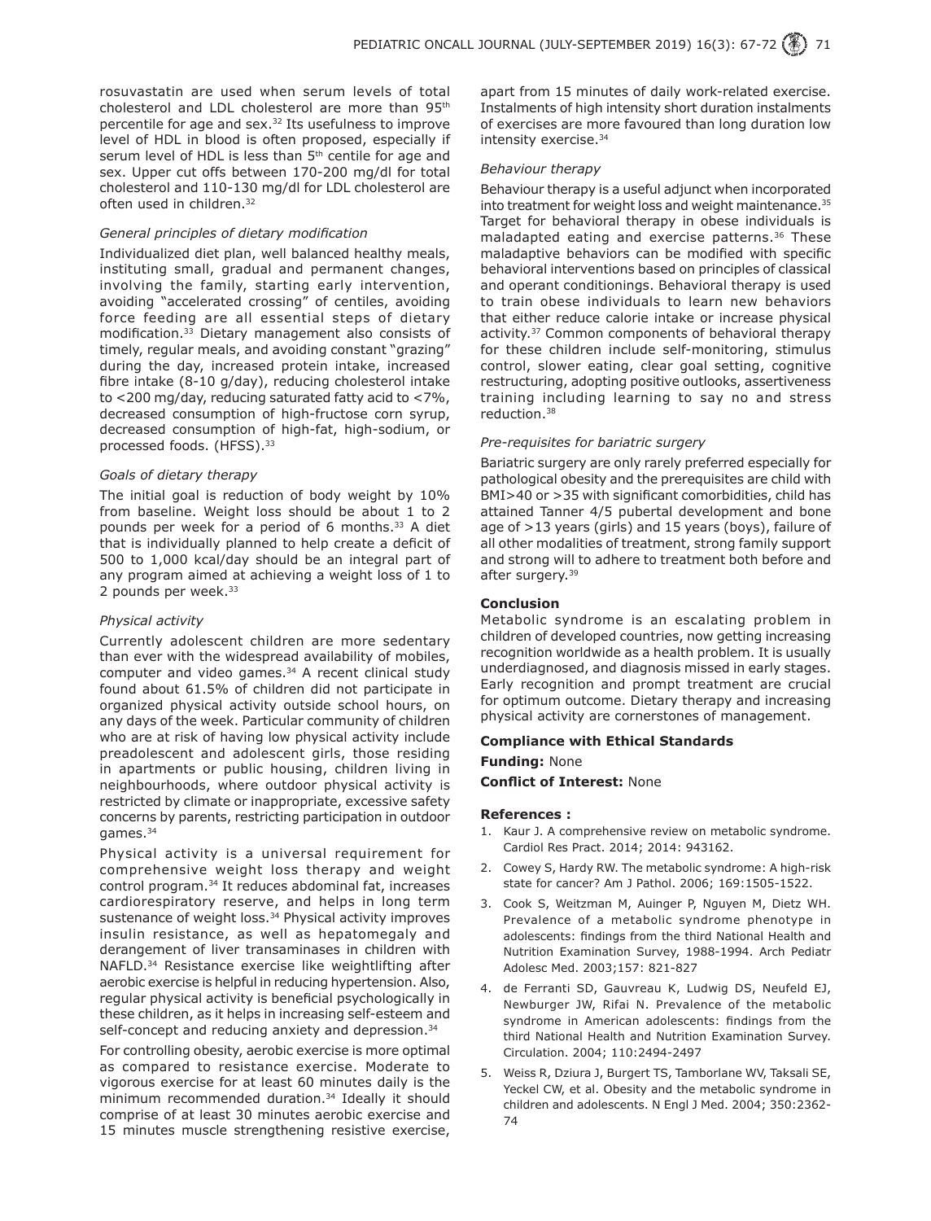rosuvastatin are used when serum levels of total cholesterol and LDL cholesterol are more than 95th percentile for age and sex.[32] Its usefulness to improve level of HDL in blood is often proposed, especially if serum level of HDL is less than 5th centile for age and sex. Upper cut offs between 170-200 mg/dl for total cholesterol and 110-130 mg/dl for LDL cholesterol are often used in children.[32]

*General principles of dietary modification*

Individualized diet plan, well balanced healthy meals, instituting small, gradual and permanent changes, involving the family, starting early intervention, avoiding "accelerated crossing" of centiles, avoiding force feeding are all essential steps of dietary modification.[33] Dietary management also consists of timely, regular meals, and avoiding constant "grazing" during the day, increased protein intake, increased fibre intake (8-10 g/day), reducing cholesterol intake to <200 mg/day, reducing saturated fatty acid to <7%, decreased consumption of high-fructose corn syrup, decreased consumption of high-fat, high-sodium, or processed foods. (HFSS).[33]

*Goals of dietary therapy*

The initial goal is reduction of body weight by 10% from baseline. Weight loss should be about 1 to 2 pounds per week for a period of 6 months.[33] A diet that is individually planned to help create a deficit of 500 to 1,000 kcal/day should be an integral part of any program aimed at achieving a weight loss of 1 to 2 pounds per week.[33]

*Physical activity*

Currently adolescent children are more sedentary than ever with the widespread availability of mobiles, computer and video games.[34] A recent clinical study found about 61.5% of children did not participate in organized physical activity outside school hours, on any days of the week. Particular community of children who are at risk of having low physical activity include preadolescent and adolescent girls, those residing in apartments or public housing, children living in neighbourhoods, where outdoor physical activity is restricted by climate or inappropriate, excessive safety concerns by parents, restricting participation in outdoor games.[34]

Physical activity is a universal requirement for comprehensive weight loss therapy and weight control program.[34] It reduces abdominal fat, increases cardiorespiratory reserve, and helps in long term sustenance of weight loss.[34] Physical activity improves insulin resistance, as well as hepatomegaly and derangement of liver transaminases in children with NAFLD.[34] Resistance exercise like weightlifting after aerobic exercise is helpful in reducing hypertension. Also, regular physical activity is beneficial psychologically in these children, as it helps in increasing self-esteem and self-concept and reducing anxiety and depression.[34]

For controlling obesity, aerobic exercise is more optimal as compared to resistance exercise. Moderate to vigorous exercise for at least 60 minutes daily is the minimum recommended duration.[34] Ideally it should comprise of at least 30 minutes aerobic exercise and 15 minutes muscle strengthening resistive exercise, apart from 15 minutes of daily work-related exercise. Instalments of high intensity short duration instalments of exercises are more favoured than long duration low intensity exercise.[34]

*Behaviour therapy*

Behaviour therapy is a useful adjunct when incorporated into treatment for weight loss and weight maintenance.[35] Target for behavioral therapy in obese individuals is maladapted eating and exercise patterns.[36] These maladaptive behaviors can be modified with specific behavioral interventions based on principles of classical and operant conditionings. Behavioral therapy is used to train obese individuals to learn new behaviors that either reduce calorie intake or increase physical activity.[37] Common components of behavioral therapy for these children include self-monitoring, stimulus control, slower eating, clear goal setting, cognitive restructuring, adopting positive outlooks, assertiveness training including learning to say no and stress reduction.[38]

*Pre-requisites for bariatric surgery*

Bariatric surgery are only rarely preferred especially for pathological obesity and the prerequisites are child with BMI>40 or >35 with significant comorbidities, child has attained Tanner 4/5 pubertal development and bone age of >13 years (girls) and 15 years (boys), failure of all other modalities of treatment, strong family support and strong will to adhere to treatment both before and after surgery.[39]

**Conclusion**

Metabolic syndrome is an escalating problem in children of developed countries, now getting increasing recognition worldwide as a health problem. It is usually underdiagnosed, and diagnosis missed in early stages. Early recognition and prompt treatment are crucial for optimum outcome. Dietary therapy and increasing physical activity are cornerstones of management.

**Compliance with Ethical Standards**

**Funding:** None

**Conflict of Interest:** None

**References :**

1. Kaur J. A comprehensive review on metabolic syndrome. Cardiol Res Pract. 2014; 2014: 943162.
2. Cowey S, Hardy RW. The metabolic syndrome: A high-risk state for cancer? Am J Pathol. 2006; 169:1505-1522.
3. Cook S, Weitzman M, Auinger P, Nguyen M, Dietz WH. Prevalence of a metabolic syndrome phenotype in adolescents: findings from the third National Health and Nutrition Examination Survey, 1988-1994. Arch Pediatr Adolesc Med. 2003;157: 821-827
4. de Ferranti SD, Gauvreau K, Ludwig DS, Neufeld EJ, Newburger JW, Rifai N. Prevalence of the metabolic syndrome in American adolescents: findings from the third National Health and Nutrition Examination Survey. Circulation. 2004; 110:2494-2497
5. Weiss R, Dziura J, Burgert TS, Tamborlane WV, Taksali SE, Yeckel CW, et al. Obesity and the metabolic syndrome in children and adolescents. N Engl J Med. 2004; 350:2362-74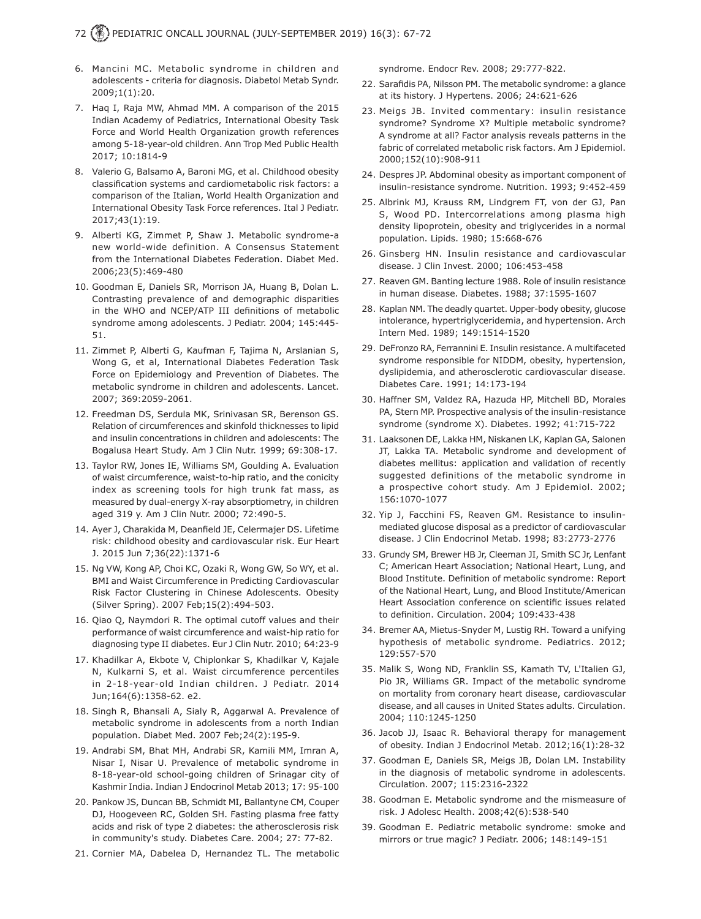6. Mancini MC. Metabolic syndrome in children and adolescents - criteria for diagnosis. Diabetol Metab Syndr. 2009;1(1):20.
7. Haq I, Raja MW, Ahmad MM. A comparison of the 2015 Indian Academy of Pediatrics, International Obesity Task Force and World Health Organization growth references among 5-18-year-old children. Ann Trop Med Public Health 2017; 10:1814-9
8. Valerio G, Balsamo A, Baroni MG, et al. Childhood obesity classification systems and cardiometabolic risk factors: a comparison of the Italian, World Health Organization and International Obesity Task Force references. Ital J Pediatr. 2017;43(1):19.
9. Alberti KG, Zimmet P, Shaw J. Metabolic syndrome-a new world-wide definition. A Consensus Statement from the International Diabetes Federation. Diabet Med. 2006;23(5):469-480
10. Goodman E, Daniels SR, Morrison JA, Huang B, Dolan L. Contrasting prevalence of and demographic disparities in the WHO and NCEP/ATP III definitions of metabolic syndrome among adolescents. J Pediatr. 2004; 145:445-51.
11. Zimmet P, Alberti G, Kaufman F, Tajima N, Arslanian S, Wong G, et al, International Diabetes Federation Task Force on Epidemiology and Prevention of Diabetes. The metabolic syndrome in children and adolescents. Lancet. 2007; 369:2059-2061.
12. Freedman DS, Serdula MK, Srinivasan SR, Berenson GS. Relation of circumferences and skinfold thicknesses to lipid and insulin concentrations in children and adolescents: The Bogalusa Heart Study. Am J Clin Nutr. 1999; 69:308-17.
13. Taylor RW, Jones IE, Williams SM, Goulding A. Evaluation of waist circumference, waist-to-hip ratio, and the conicity index as screening tools for high trunk fat mass, as measured by dual-energy X-ray absorptiometry, in children aged 319 y. Am J Clin Nutr. 2000; 72:490-5.
14. Ayer J, Charakida M, Deanfield JE, Celermajer DS. Lifetime risk: childhood obesity and cardiovascular risk. Eur Heart J. 2015 Jun 7;36(22):1371-6
15. Ng VW, Kong AP, Choi KC, Ozaki R, Wong GW, So WY, et al. BMI and Waist Circumference in Predicting Cardiovascular Risk Factor Clustering in Chinese Adolescents. Obesity (Silver Spring). 2007 Feb;15(2):494-503.
16. Qiao Q, Naymdori R. The optimal cutoff values and their performance of waist circumference and waist-hip ratio for diagnosing type II diabetes. Eur J Clin Nutr. 2010; 64:23-9
17. Khadilkar A, Ekbote V, Chiplonkar S, Khadilkar V, Kajale N, Kulkarni S, et al. Waist circumference percentiles in 2-18-year-old Indian children. J Pediatr. 2014 Jun;164(6):1358-62. e2.
18. Singh R, Bhansali A, Sialy R, Aggarwal A. Prevalence of metabolic syndrome in adolescents from a north Indian population. Diabet Med. 2007 Feb;24(2):195-9.
19. Andrabi SM, Bhat MH, Andrabi SR, Kamili MM, Imran A, Nisar I, Nisar U. Prevalence of metabolic syndrome in 8-18-year-old school-going children of Srinagar city of Kashmir India. Indian J Endocrinol Metab 2013; 17: 95-100
20. Pankow JS, Duncan BB, Schmidt MI, Ballantyne CM, Couper DJ, Hoogeveen RC, Golden SH. Fasting plasma free fatty acids and risk of type 2 diabetes: the atherosclerosis risk in community's study. Diabetes Care. 2004; 27: 77-82.
21. Cornier MA, Dabelea D, Hernandez TL. The metabolic syndrome. Endocr Rev. 2008; 29:777-822.
22. Sarafidis PA, Nilsson PM. The metabolic syndrome: a glance at its history. J Hypertens. 2006; 24:621-626
23. Meigs JB. Invited commentary: insulin resistance syndrome? Syndrome X? Multiple metabolic syndrome? A syndrome at all? Factor analysis reveals patterns in the fabric of correlated metabolic risk factors. Am J Epidemiol. 2000;152(10):908-911
24. Despres JP. Abdominal obesity as important component of insulin-resistance syndrome. Nutrition. 1993; 9:452-459
25. Albrink MJ, Krauss RM, Lindgrem FT, von der GJ, Pan S, Wood PD. Intercorrelations among plasma high density lipoprotein, obesity and triglycerides in a normal population. Lipids. 1980; 15:668-676
26. Ginsberg HN. Insulin resistance and cardiovascular disease. J Clin Invest. 2000; 106:453-458
27. Reaven GM. Banting lecture 1988. Role of insulin resistance in human disease. Diabetes. 1988; 37:1595-1607
28. Kaplan NM. The deadly quartet. Upper-body obesity, glucose intolerance, hypertriglyceridemia, and hypertension. Arch Intern Med. 1989; 149:1514-1520
29. DeFronzo RA, Ferrannini E. Insulin resistance. A multifaceted syndrome responsible for NIDDM, obesity, hypertension, dyslipidemia, and atherosclerotic cardiovascular disease. Diabetes Care. 1991; 14:173-194
30. Haffner SM, Valdez RA, Hazuda HP, Mitchell BD, Morales PA, Stern MP. Prospective analysis of the insulin-resistance syndrome (syndrome X). Diabetes. 1992; 41:715-722
31. Laaksonen DE, Lakka HM, Niskanen LK, Kaplan GA, Salonen JT, Lakka TA. Metabolic syndrome and development of diabetes mellitus: application and validation of recently suggested definitions of the metabolic syndrome in a prospective cohort study. Am J Epidemiol. 2002; 156:1070-1077
32. Yip J, Facchini FS, Reaven GM. Resistance to insulin-mediated glucose disposal as a predictor of cardiovascular disease. J Clin Endocrinol Metab. 1998; 83:2773-2776
33. Grundy SM, Brewer HB Jr, Cleeman JI, Smith SC Jr, Lenfant C; American Heart Association; National Heart, Lung, and Blood Institute. Definition of metabolic syndrome: Report of the National Heart, Lung, and Blood Institute/American Heart Association conference on scientific issues related to definition. Circulation. 2004; 109:433-438
34. Bremer AA, Mietus-Snyder M, Lustig RH. Toward a unifying hypothesis of metabolic syndrome. Pediatrics. 2012; 129:557-570
35. Malik S, Wong ND, Franklin SS, Kamath TV, L'Italien GJ, Pio JR, Williams GR. Impact of the metabolic syndrome on mortality from coronary heart disease, cardiovascular disease, and all causes in United States adults. Circulation. 2004; 110:1245-1250
36. Jacob JJ, Isaac R. Behavioral therapy for management of obesity. Indian J Endocrinol Metab. 2012;16(1):28-32
37. Goodman E, Daniels SR, Meigs JB, Dolan LM. Instability in the diagnosis of metabolic syndrome in adolescents. Circulation. 2007; 115:2316-2322
38. Goodman E. Metabolic syndrome and the mismeasure of risk. J Adolesc Health. 2008;42(6):538-540
39. Goodman E. Pediatric metabolic syndrome: smoke and mirrors or true magic? J Pediatr. 2006; 148:149-151